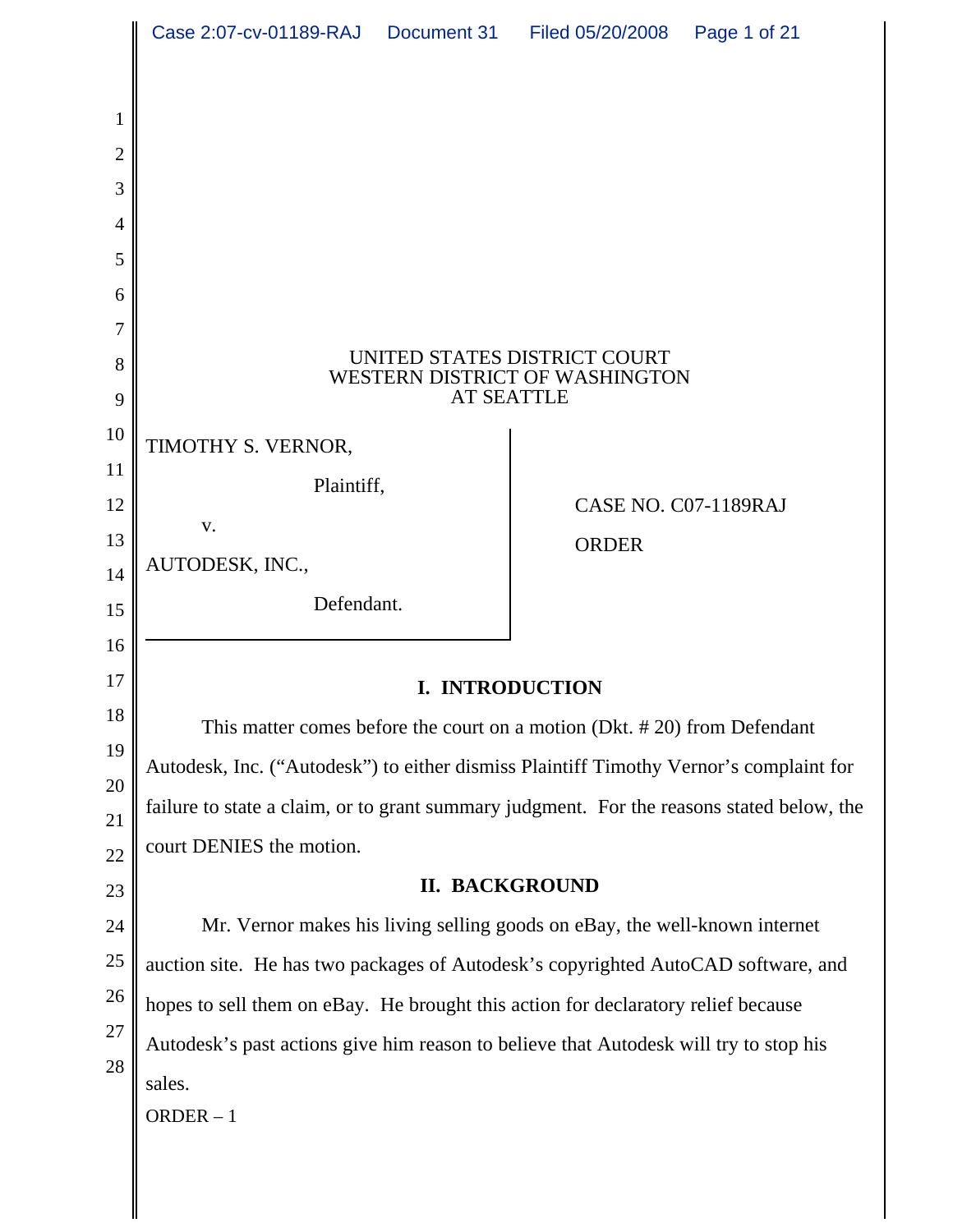UNITED STATES DISTRICT COURT
WESTERN DISTRICT OF WASHINGTON
AT SEATTLE

TIMOTHY S. VERNOR,

Plaintiff,

v.

AUTODESK, INC.,

Defendant.

CASE NO. C07-1189RAJ

ORDER

## I. INTRODUCTION

This matter comes before the court on a motion (Dkt. # 20) from Defendant Autodesk, Inc. ("Autodesk") to either dismiss Plaintiff Timothy Vernor's complaint for failure to state a claim, or to grant summary judgment. For the reasons stated below, the court DENIES the motion.

## II. BACKGROUND

Mr. Vernor makes his living selling goods on eBay, the well-known internet auction site. He has two packages of Autodesk's copyrighted AutoCAD software, and hopes to sell them on eBay. He brought this action for declaratory relief because Autodesk's past actions give him reason to believe that Autodesk will try to stop his sales.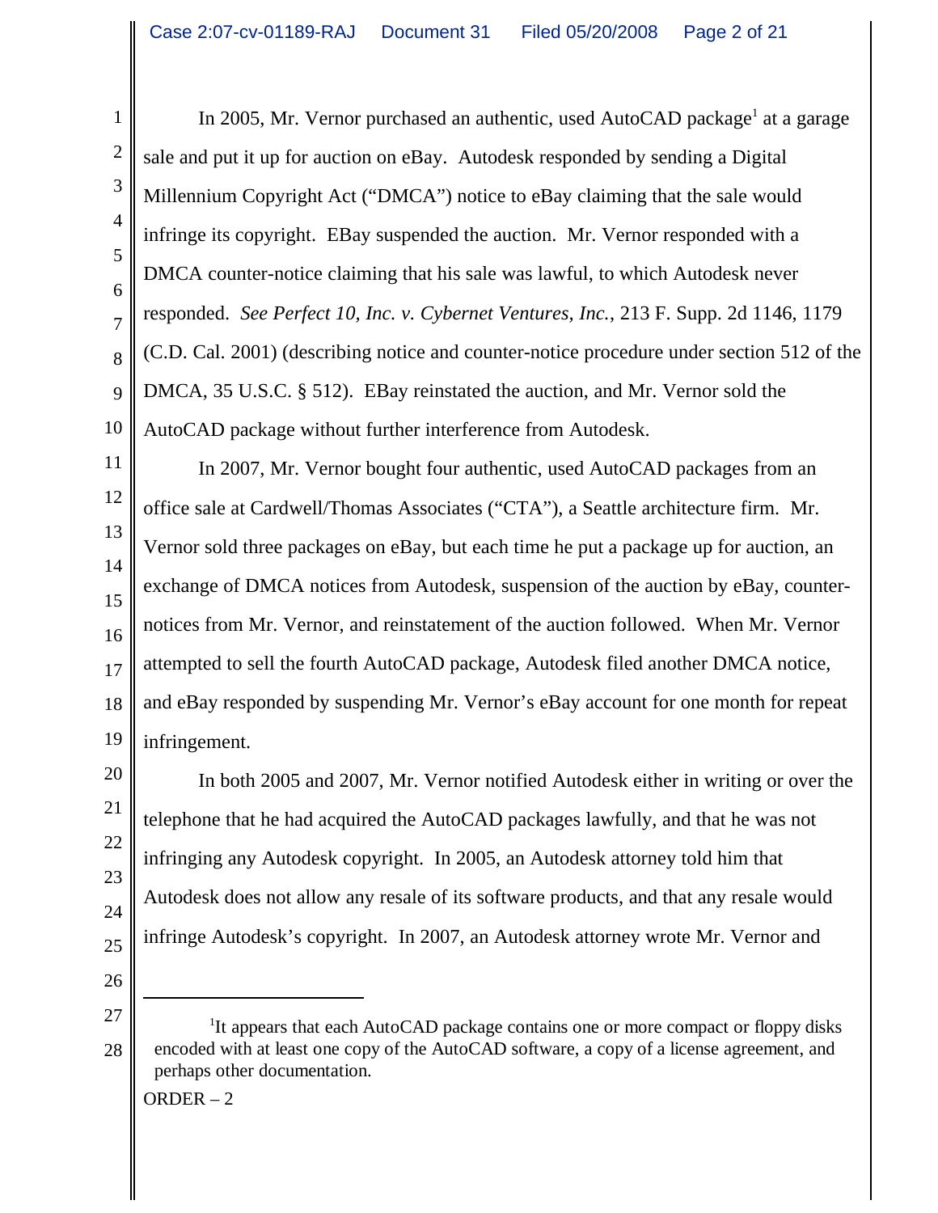In 2005, Mr. Vernor purchased an authentic, used AutoCAD package[1] at a garage sale and put it up for auction on eBay. Autodesk responded by sending a Digital Millennium Copyright Act ("DMCA") notice to eBay claiming that the sale would infringe its copyright. EBay suspended the auction. Mr. Vernor responded with a DMCA counter-notice claiming that his sale was lawful, to which Autodesk never responded. *See Perfect 10, Inc. v. Cybernet Ventures, Inc.*, 213 F. Supp. 2d 1146, 1179 (C.D. Cal. 2001) (describing notice and counter-notice procedure under section 512 of the DMCA, 35 U.S.C. § 512). EBay reinstated the auction, and Mr. Vernor sold the AutoCAD package without further interference from Autodesk.

In 2007, Mr. Vernor bought four authentic, used AutoCAD packages from an office sale at Cardwell/Thomas Associates ("CTA"), a Seattle architecture firm. Mr. Vernor sold three packages on eBay, but each time he put a package up for auction, an exchange of DMCA notices from Autodesk, suspension of the auction by eBay, counter-notices from Mr. Vernor, and reinstatement of the auction followed. When Mr. Vernor attempted to sell the fourth AutoCAD package, Autodesk filed another DMCA notice, and eBay responded by suspending Mr. Vernor's eBay account for one month for repeat infringement.

In both 2005 and 2007, Mr. Vernor notified Autodesk either in writing or over the telephone that he had acquired the AutoCAD packages lawfully, and that he was not infringing any Autodesk copyright. In 2005, an Autodesk attorney told him that Autodesk does not allow any resale of its software products, and that any resale would infringe Autodesk's copyright. In 2007, an Autodesk attorney wrote Mr. Vernor and

---

[1] It appears that each AutoCAD package contains one or more compact or floppy disks encoded with at least one copy of the AutoCAD software, a copy of a license agreement, and perhaps other documentation.

ORDER – 2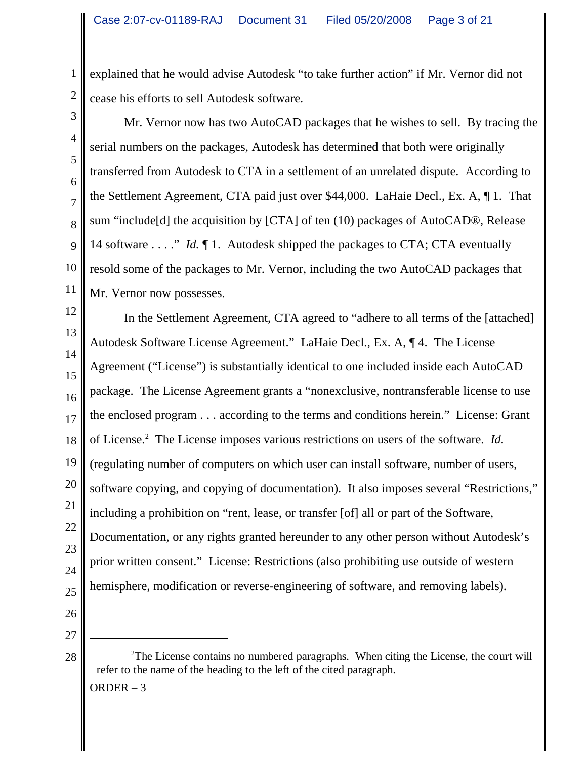explained that he would advise Autodesk "to take further action" if Mr. Vernor did not cease his efforts to sell Autodesk software.

Mr. Vernor now has two AutoCAD packages that he wishes to sell. By tracing the serial numbers on the packages, Autodesk has determined that both were originally transferred from Autodesk to CTA in a settlement of an unrelated dispute. According to the Settlement Agreement, CTA paid just over $44,000. LaHaie Decl., Ex. A, ¶ 1. That sum "include[d] the acquisition by [CTA] of ten (10) packages of AutoCAD®, Release 14 software . . . ." *Id.* ¶ 1. Autodesk shipped the packages to CTA; CTA eventually resold some of the packages to Mr. Vernor, including the two AutoCAD packages that Mr. Vernor now possesses.

In the Settlement Agreement, CTA agreed to "adhere to all terms of the [attached] Autodesk Software License Agreement." LaHaie Decl., Ex. A, ¶ 4. The License Agreement ("License") is substantially identical to one included inside each AutoCAD package. The License Agreement grants a "nonexclusive, nontransferable license to use the enclosed program . . . according to the terms and conditions herein." License: Grant of License.[2] The License imposes various restrictions on users of the software. *Id.* (regulating number of computers on which user can install software, number of users, software copying, and copying of documentation). It also imposes several "Restrictions," including a prohibition on "rent, lease, or transfer [of] all or part of the Software, Documentation, or any rights granted hereunder to any other person without Autodesk's prior written consent." License: Restrictions (also prohibiting use outside of western hemisphere, modification or reverse-engineering of software, and removing labels).

---

[2]The License contains no numbered paragraphs. When citing the License, the court will refer to the name of the heading to the left of the cited paragraph.

ORDER – 3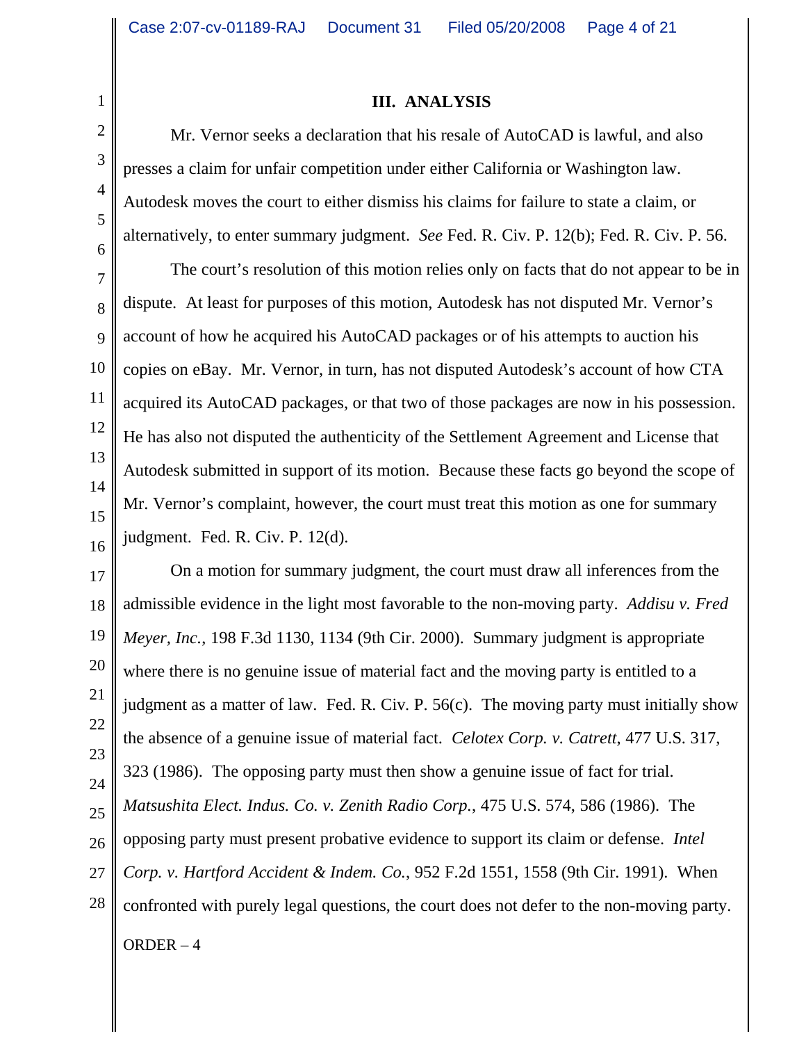### III. ANALYSIS

Mr. Vernor seeks a declaration that his resale of AutoCAD is lawful, and also presses a claim for unfair competition under either California or Washington law. Autodesk moves the court to either dismiss his claims for failure to state a claim, or alternatively, to enter summary judgment. *See* Fed. R. Civ. P. 12(b); Fed. R. Civ. P. 56.

The court's resolution of this motion relies only on facts that do not appear to be in dispute. At least for purposes of this motion, Autodesk has not disputed Mr. Vernor's account of how he acquired his AutoCAD packages or of his attempts to auction his copies on eBay. Mr. Vernor, in turn, has not disputed Autodesk's account of how CTA acquired its AutoCAD packages, or that two of those packages are now in his possession. He has also not disputed the authenticity of the Settlement Agreement and License that Autodesk submitted in support of its motion. Because these facts go beyond the scope of Mr. Vernor's complaint, however, the court must treat this motion as one for summary judgment. Fed. R. Civ. P. 12(d).

On a motion for summary judgment, the court must draw all inferences from the admissible evidence in the light most favorable to the non-moving party. *Addisu v. Fred Meyer, Inc.*, 198 F.3d 1130, 1134 (9th Cir. 2000). Summary judgment is appropriate where there is no genuine issue of material fact and the moving party is entitled to a judgment as a matter of law. Fed. R. Civ. P. 56(c). The moving party must initially show the absence of a genuine issue of material fact. *Celotex Corp. v. Catrett*, 477 U.S. 317, 323 (1986). The opposing party must then show a genuine issue of fact for trial. *Matsushita Elect. Indus. Co. v. Zenith Radio Corp.*, 475 U.S. 574, 586 (1986). The opposing party must present probative evidence to support its claim or defense. *Intel Corp. v. Hartford Accident & Indem. Co.*, 952 F.2d 1551, 1558 (9th Cir. 1991). When confronted with purely legal questions, the court does not defer to the non-moving party.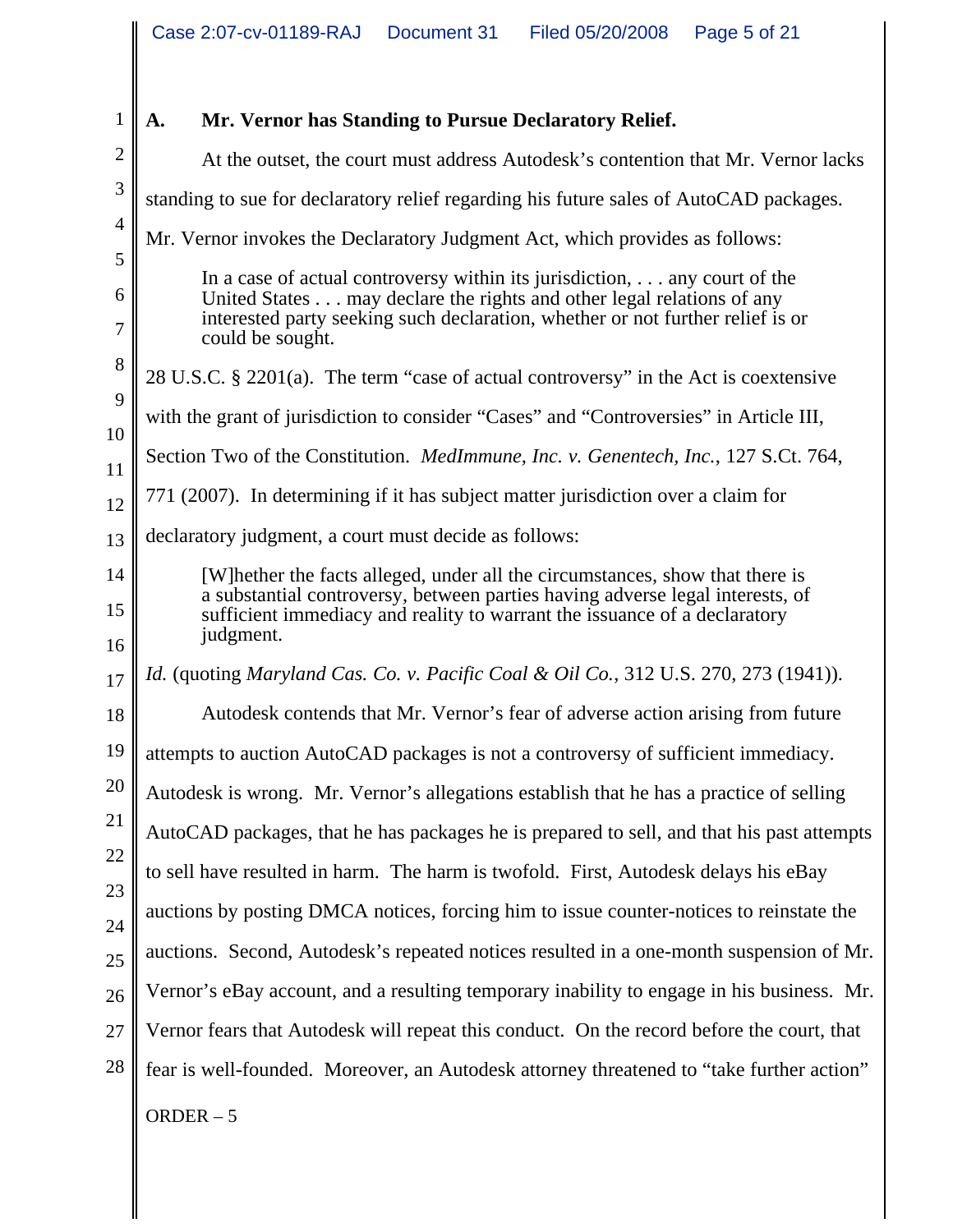### A. Mr. Vernor has Standing to Pursue Declaratory Relief.

At the outset, the court must address Autodesk's contention that Mr. Vernor lacks standing to sue for declaratory relief regarding his future sales of AutoCAD packages. Mr. Vernor invokes the Declaratory Judgment Act, which provides as follows:

> In a case of actual controversy within its jurisdiction, . . . any court of the United States . . . may declare the rights and other legal relations of any interested party seeking such declaration, whether or not further relief is or could be sought.

28 U.S.C. § 2201(a). The term "case of actual controversy" in the Act is coextensive with the grant of jurisdiction to consider "Cases" and "Controversies" in Article III, Section Two of the Constitution. *MedImmune, Inc. v. Genentech, Inc.*, 127 S.Ct. 764, 771 (2007). In determining if it has subject matter jurisdiction over a claim for declaratory judgment, a court must decide as follows:

> [W]hether the facts alleged, under all the circumstances, show that there is a substantial controversy, between parties having adverse legal interests, of sufficient immediacy and reality to warrant the issuance of a declaratory judgment.

*Id.* (quoting *Maryland Cas. Co. v. Pacific Coal & Oil Co.*, 312 U.S. 270, 273 (1941)).

Autodesk contends that Mr. Vernor's fear of adverse action arising from future attempts to auction AutoCAD packages is not a controversy of sufficient immediacy. Autodesk is wrong. Mr. Vernor's allegations establish that he has a practice of selling AutoCAD packages, that he has packages he is prepared to sell, and that his past attempts to sell have resulted in harm. The harm is twofold. First, Autodesk delays his eBay auctions by posting DMCA notices, forcing him to issue counter-notices to reinstate the auctions. Second, Autodesk's repeated notices resulted in a one-month suspension of Mr. Vernor's eBay account, and a resulting temporary inability to engage in his business. Mr. Vernor fears that Autodesk will repeat this conduct. On the record before the court, that fear is well-founded. Moreover, an Autodesk attorney threatened to "take further action"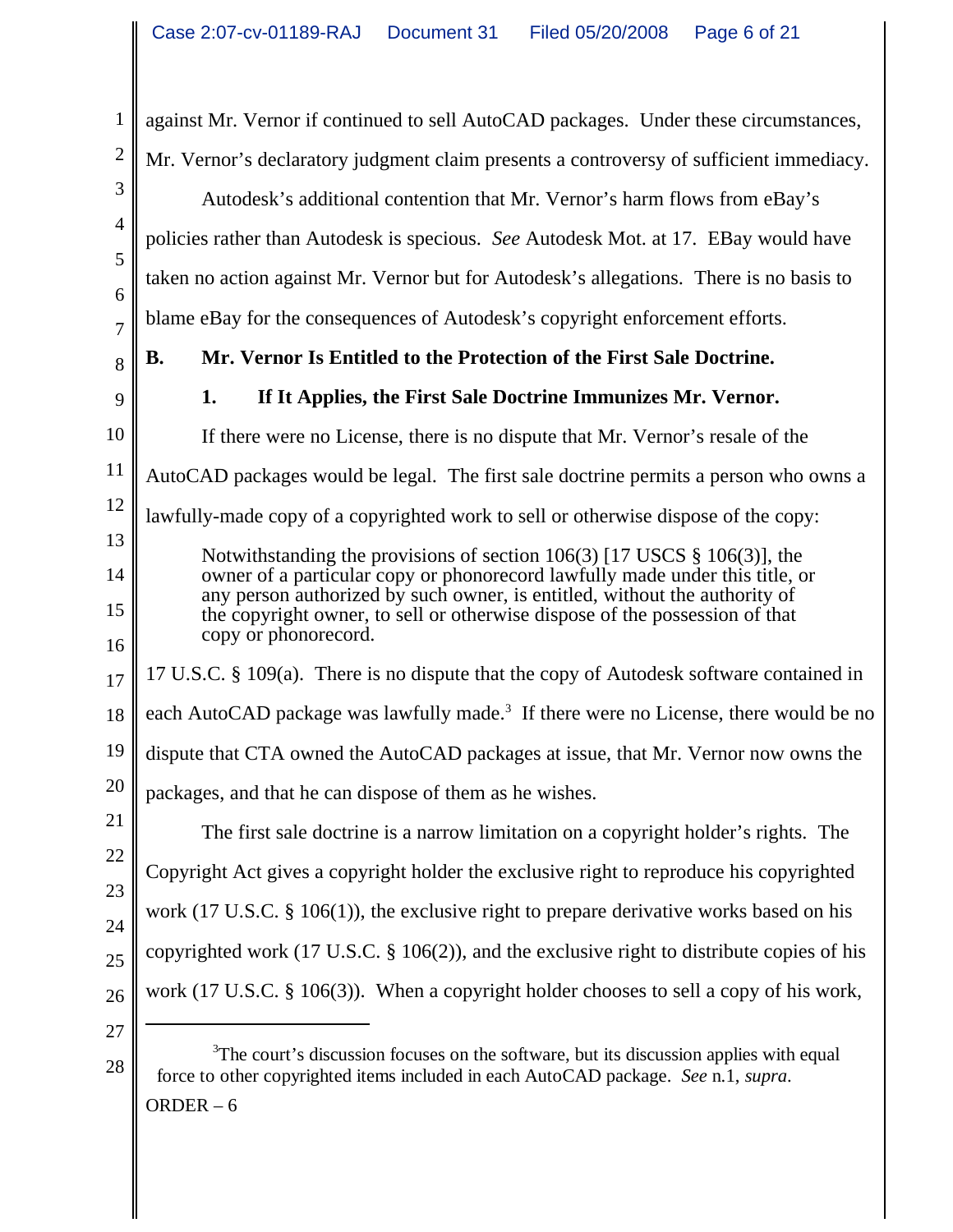against Mr. Vernor if continued to sell AutoCAD packages. Under these circumstances, Mr. Vernor's declaratory judgment claim presents a controversy of sufficient immediacy.

Autodesk's additional contention that Mr. Vernor's harm flows from eBay's policies rather than Autodesk is specious. *See* Autodesk Mot. at 17. EBay would have taken no action against Mr. Vernor but for Autodesk's allegations. There is no basis to blame eBay for the consequences of Autodesk's copyright enforcement efforts.

### B. Mr. Vernor Is Entitled to the Protection of the First Sale Doctrine.

#### 1. If It Applies, the First Sale Doctrine Immunizes Mr. Vernor.

If there were no License, there is no dispute that Mr. Vernor's resale of the AutoCAD packages would be legal. The first sale doctrine permits a person who owns a lawfully-made copy of a copyrighted work to sell or otherwise dispose of the copy:

> Notwithstanding the provisions of section 106(3) [17 USCS § 106(3)], the owner of a particular copy or phonorecord lawfully made under this title, or any person authorized by such owner, is entitled, without the authority of the copyright owner, to sell or otherwise dispose of the possession of that copy or phonorecord.

17 U.S.C. § 109(a). There is no dispute that the copy of Autodesk software contained in each AutoCAD package was lawfully made.[3] If there were no License, there would be no dispute that CTA owned the AutoCAD packages at issue, that Mr. Vernor now owns the packages, and that he can dispose of them as he wishes.

The first sale doctrine is a narrow limitation on a copyright holder's rights. The Copyright Act gives a copyright holder the exclusive right to reproduce his copyrighted work (17 U.S.C. § 106(1)), the exclusive right to prepare derivative works based on his copyrighted work (17 U.S.C. § 106(2)), and the exclusive right to distribute copies of his work (17 U.S.C. § 106(3)). When a copyright holder chooses to sell a copy of his work,

---

[3] The court's discussion focuses on the software, but its discussion applies with equal force to other copyrighted items included in each AutoCAD package. *See* n.1, *supra*.

ORDER – 6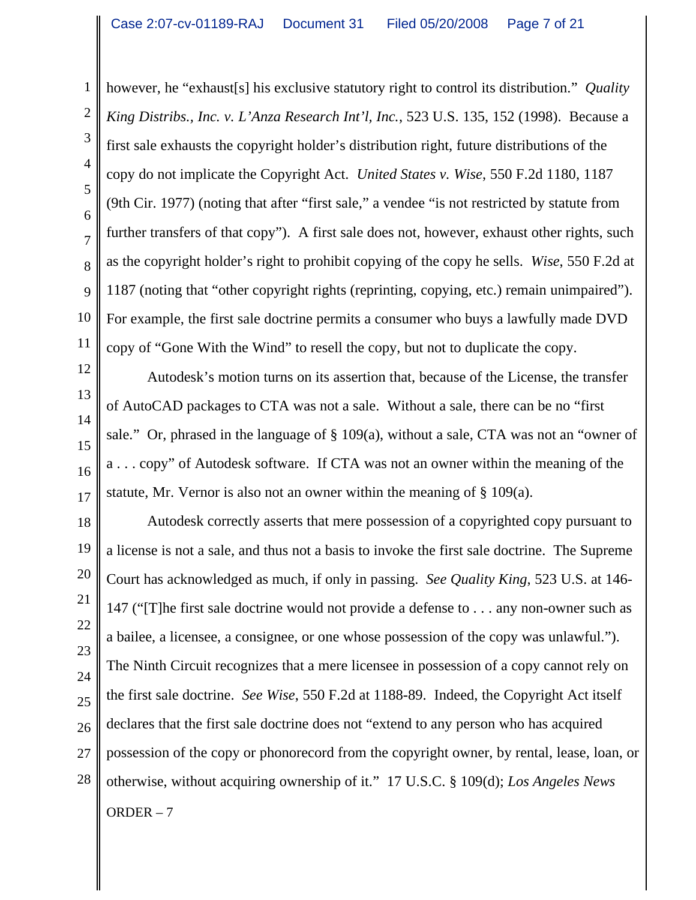however, he "exhaust[s] his exclusive statutory right to control its distribution." *Quality King Distribs., Inc. v. L'Anza Research Int'l, Inc.*, 523 U.S. 135, 152 (1998). Because a first sale exhausts the copyright holder's distribution right, future distributions of the copy do not implicate the Copyright Act. *United States v. Wise*, 550 F.2d 1180, 1187 (9th Cir. 1977) (noting that after "first sale," a vendee "is not restricted by statute from further transfers of that copy"). A first sale does not, however, exhaust other rights, such as the copyright holder's right to prohibit copying of the copy he sells. *Wise*, 550 F.2d at 1187 (noting that "other copyright rights (reprinting, copying, etc.) remain unimpaired"). For example, the first sale doctrine permits a consumer who buys a lawfully made DVD copy of "Gone With the Wind" to resell the copy, but not to duplicate the copy.

Autodesk's motion turns on its assertion that, because of the License, the transfer of AutoCAD packages to CTA was not a sale. Without a sale, there can be no "first sale." Or, phrased in the language of § 109(a), without a sale, CTA was not an "owner of a . . . copy" of Autodesk software. If CTA was not an owner within the meaning of the statute, Mr. Vernor is also not an owner within the meaning of § 109(a).

Autodesk correctly asserts that mere possession of a copyrighted copy pursuant to a license is not a sale, and thus not a basis to invoke the first sale doctrine. The Supreme Court has acknowledged as much, if only in passing. *See Quality King*, 523 U.S. at 146-147 ("[T]he first sale doctrine would not provide a defense to . . . any non-owner such as a bailee, a licensee, a consignee, or one whose possession of the copy was unlawful."). The Ninth Circuit recognizes that a mere licensee in possession of a copy cannot rely on the first sale doctrine. *See Wise*, 550 F.2d at 1188-89. Indeed, the Copyright Act itself declares that the first sale doctrine does not "extend to any person who has acquired possession of the copy or phonorecord from the copyright owner, by rental, lease, loan, or otherwise, without acquiring ownership of it." 17 U.S.C. § 109(d); *Los Angeles News*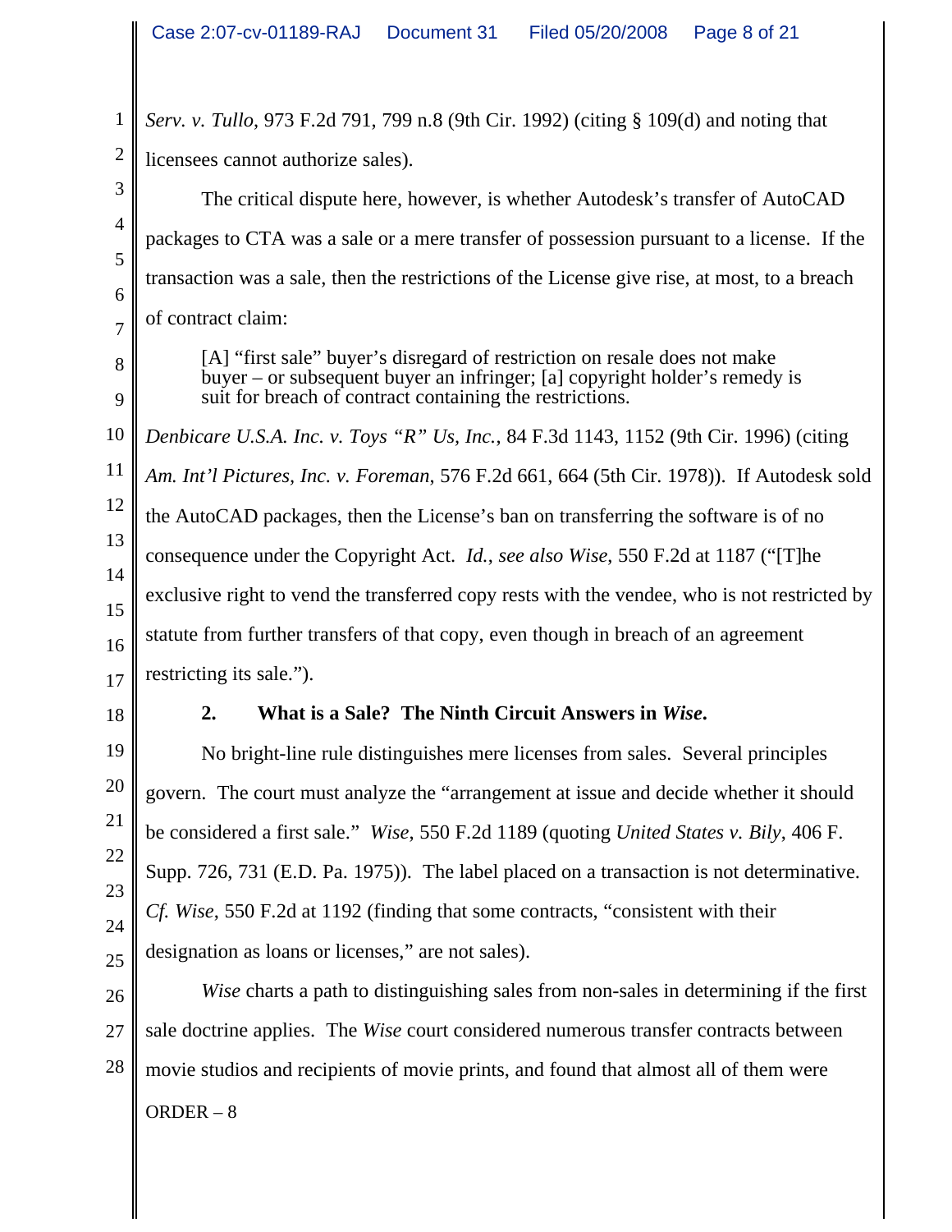*Serv. v. Tullo*, 973 F.2d 791, 799 n.8 (9th Cir. 1992) (citing § 109(d) and noting that licensees cannot authorize sales).

The critical dispute here, however, is whether Autodesk's transfer of AutoCAD packages to CTA was a sale or a mere transfer of possession pursuant to a license. If the transaction was a sale, then the restrictions of the License give rise, at most, to a breach of contract claim:

> [A] "first sale" buyer's disregard of restriction on resale does not make buyer – or subsequent buyer an infringer; [a] copyright holder's remedy is suit for breach of contract containing the restrictions.

*Denbicare U.S.A. Inc. v. Toys "R" Us, Inc.*, 84 F.3d 1143, 1152 (9th Cir. 1996) (citing *Am. Int'l Pictures, Inc. v. Foreman*, 576 F.2d 661, 664 (5th Cir. 1978)). If Autodesk sold the AutoCAD packages, then the License's ban on transferring the software is of no consequence under the Copyright Act. *Id.*, *see also Wise*, 550 F.2d at 1187 ("[T]he exclusive right to vend the transferred copy rests with the vendee, who is not restricted by statute from further transfers of that copy, even though in breach of an agreement restricting its sale.").

### 2. What is a Sale? The Ninth Circuit Answers in *Wise*.

No bright-line rule distinguishes mere licenses from sales. Several principles govern. The court must analyze the "arrangement at issue and decide whether it should be considered a first sale." *Wise*, 550 F.2d 1189 (quoting *United States v. Bily*, 406 F. Supp. 726, 731 (E.D. Pa. 1975)). The label placed on a transaction is not determinative. *Cf. Wise*, 550 F.2d at 1192 (finding that some contracts, "consistent with their designation as loans or licenses," are not sales).

*Wise* charts a path to distinguishing sales from non-sales in determining if the first sale doctrine applies. The *Wise* court considered numerous transfer contracts between movie studios and recipients of movie prints, and found that almost all of them were

ORDER – 8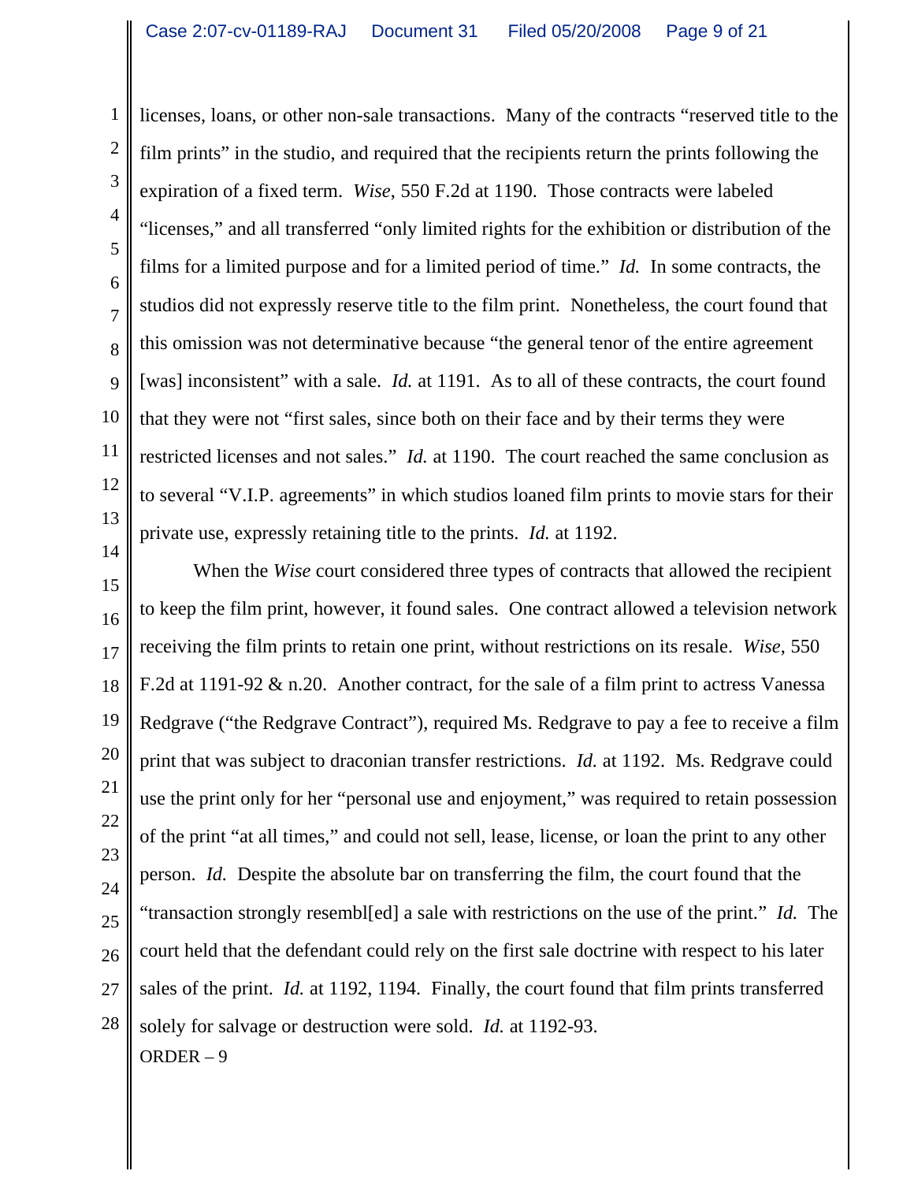licenses, loans, or other non-sale transactions. Many of the contracts "reserved title to the film prints" in the studio, and required that the recipients return the prints following the expiration of a fixed term. *Wise*, 550 F.2d at 1190. Those contracts were labeled "licenses," and all transferred "only limited rights for the exhibition or distribution of the films for a limited purpose and for a limited period of time." *Id.* In some contracts, the studios did not expressly reserve title to the film print. Nonetheless, the court found that this omission was not determinative because "the general tenor of the entire agreement [was] inconsistent" with a sale. *Id.* at 1191. As to all of these contracts, the court found that they were not "first sales, since both on their face and by their terms they were restricted licenses and not sales." *Id.* at 1190. The court reached the same conclusion as to several "V.I.P. agreements" in which studios loaned film prints to movie stars for their private use, expressly retaining title to the prints. *Id.* at 1192.

When the *Wise* court considered three types of contracts that allowed the recipient to keep the film print, however, it found sales. One contract allowed a television network receiving the film prints to retain one print, without restrictions on its resale. *Wise*, 550 F.2d at 1191-92 & n.20. Another contract, for the sale of a film print to actress Vanessa Redgrave ("the Redgrave Contract"), required Ms. Redgrave to pay a fee to receive a film print that was subject to draconian transfer restrictions. *Id.* at 1192. Ms. Redgrave could use the print only for her "personal use and enjoyment," was required to retain possession of the print "at all times," and could not sell, lease, license, or loan the print to any other person. *Id.* Despite the absolute bar on transferring the film, the court found that the "transaction strongly resembl[ed] a sale with restrictions on the use of the print." *Id.* The court held that the defendant could rely on the first sale doctrine with respect to his later sales of the print. *Id.* at 1192, 1194. Finally, the court found that film prints transferred solely for salvage or destruction were sold. *Id.* at 1192-93.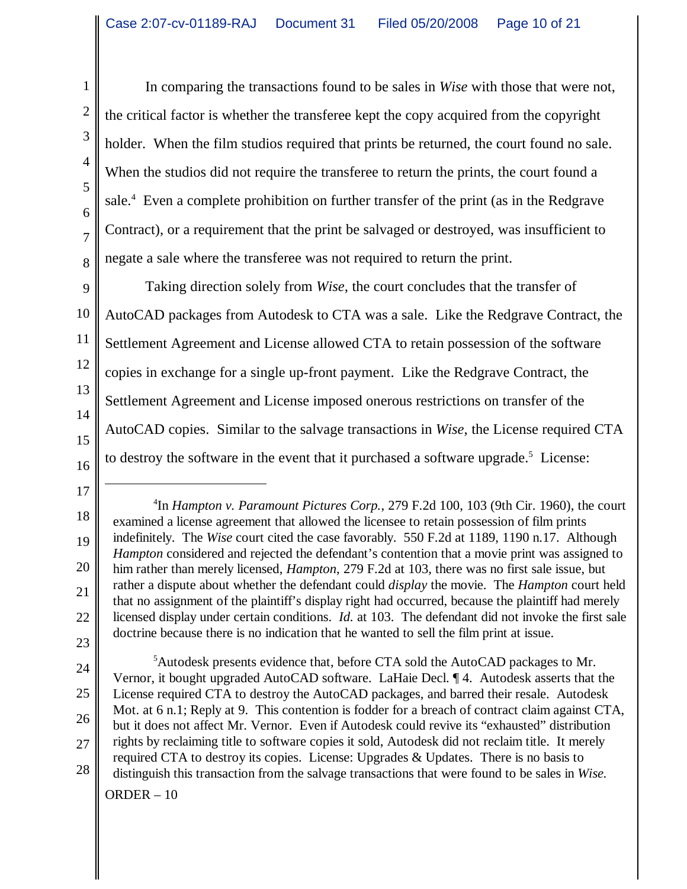In comparing the transactions found to be sales in *Wise* with those that were not, the critical factor is whether the transferee kept the copy acquired from the copyright holder. When the film studios required that prints be returned, the court found no sale. When the studios did not require the transferee to return the prints, the court found a sale.[4] Even a complete prohibition on further transfer of the print (as in the Redgrave Contract), or a requirement that the print be salvaged or destroyed, was insufficient to negate a sale where the transferee was not required to return the print.

Taking direction solely from *Wise*, the court concludes that the transfer of AutoCAD packages from Autodesk to CTA was a sale. Like the Redgrave Contract, the Settlement Agreement and License allowed CTA to retain possession of the software copies in exchange for a single up-front payment. Like the Redgrave Contract, the Settlement Agreement and License imposed onerous restrictions on transfer of the AutoCAD copies. Similar to the salvage transactions in *Wise*, the License required CTA to destroy the software in the event that it purchased a software upgrade.[5] License:

---

[4]In *Hampton v. Paramount Pictures Corp.*, 279 F.2d 100, 103 (9th Cir. 1960), the court examined a license agreement that allowed the licensee to retain possession of film prints indefinitely. The *Wise* court cited the case favorably. 550 F.2d at 1189, 1190 n.17. Although *Hampton* considered and rejected the defendant's contention that a movie print was assigned to him rather than merely licensed, *Hampton*, 279 F.2d at 103, there was no first sale issue, but rather a dispute about whether the defendant could *display* the movie. The *Hampton* court held that no assignment of the plaintiff's display right had occurred, because the plaintiff had merely licensed display under certain conditions. *Id.* at 103. The defendant did not invoke the first sale doctrine because there is no indication that he wanted to sell the film print at issue.

[5]Autodesk presents evidence that, before CTA sold the AutoCAD packages to Mr. Vernor, it bought upgraded AutoCAD software. LaHaie Decl. ¶ 4. Autodesk asserts that the License required CTA to destroy the AutoCAD packages, and barred their resale. Autodesk Mot. at 6 n.1; Reply at 9. This contention is fodder for a breach of contract claim against CTA, but it does not affect Mr. Vernor. Even if Autodesk could revive its "exhausted" distribution rights by reclaiming title to software copies it sold, Autodesk did not reclaim title. It merely required CTA to destroy its copies. License: Upgrades & Updates. There is no basis to distinguish this transaction from the salvage transactions that were found to be sales in *Wise.*

ORDER – 10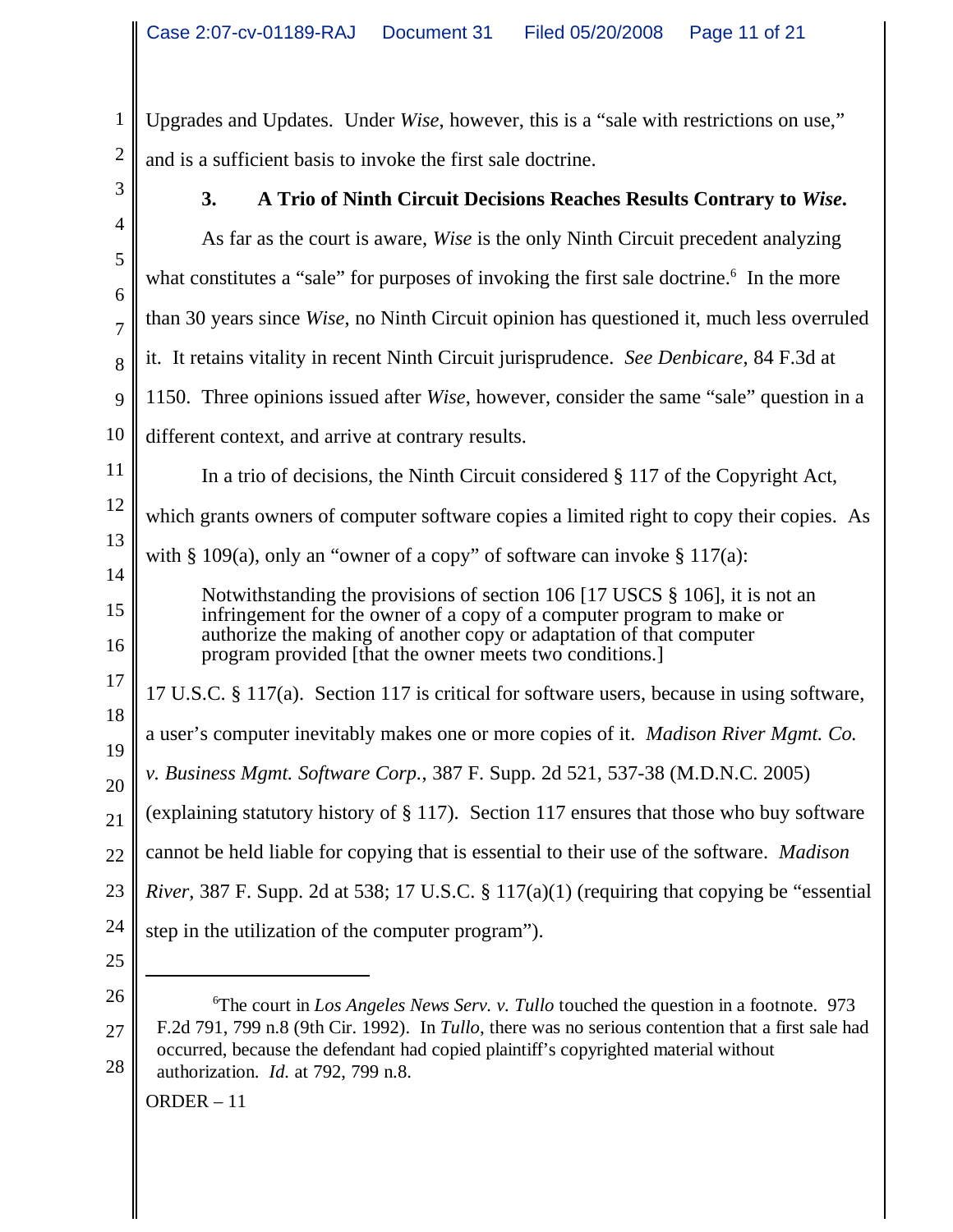Upgrades and Updates. Under *Wise*, however, this is a "sale with restrictions on use," and is a sufficient basis to invoke the first sale doctrine.

### 3. A Trio of Ninth Circuit Decisions Reaches Results Contrary to *Wise*.

As far as the court is aware, *Wise* is the only Ninth Circuit precedent analyzing what constitutes a "sale" for purposes of invoking the first sale doctrine.[6] In the more than 30 years since *Wise*, no Ninth Circuit opinion has questioned it, much less overruled it. It retains vitality in recent Ninth Circuit jurisprudence. *See Denbicare*, 84 F.3d at 1150. Three opinions issued after *Wise*, however, consider the same "sale" question in a different context, and arrive at contrary results.

In a trio of decisions, the Ninth Circuit considered § 117 of the Copyright Act, which grants owners of computer software copies a limited right to copy their copies. As with § 109(a), only an "owner of a copy" of software can invoke § 117(a):

> Notwithstanding the provisions of section 106 [17 USCS § 106], it is not an infringement for the owner of a copy of a computer program to make or authorize the making of another copy or adaptation of that computer program provided [that the owner meets two conditions.]

17 U.S.C. § 117(a). Section 117 is critical for software users, because in using software, a user's computer inevitably makes one or more copies of it. *Madison River Mgmt. Co. v. Business Mgmt. Software Corp.*, 387 F. Supp. 2d 521, 537-38 (M.D.N.C. 2005) (explaining statutory history of § 117). Section 117 ensures that those who buy software cannot be held liable for copying that is essential to their use of the software. *Madison River*, 387 F. Supp. 2d at 538; 17 U.S.C. § 117(a)(1) (requiring that copying be "essential step in the utilization of the computer program").

---

[6]The court in *Los Angeles News Serv. v. Tullo* touched the question in a footnote. 973 F.2d 791, 799 n.8 (9th Cir. 1992). In *Tullo*, there was no serious contention that a first sale had occurred, because the defendant had copied plaintiff's copyrighted material without authorization. *Id.* at 792, 799 n.8.

ORDER – 11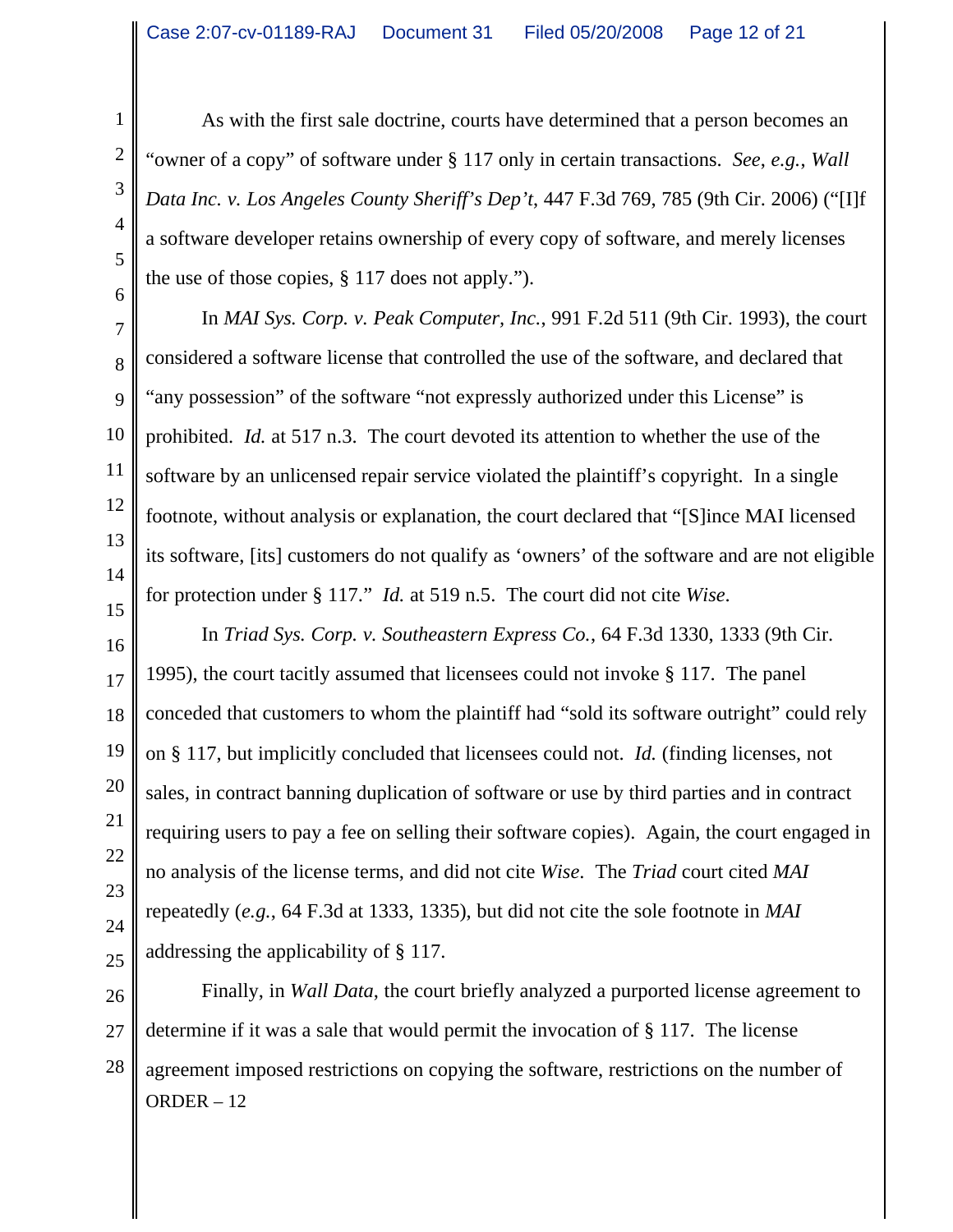As with the first sale doctrine, courts have determined that a person becomes an "owner of a copy" of software under § 117 only in certain transactions. *See*, *e.g.*, *Wall Data Inc. v. Los Angeles County Sheriff's Dep't*, 447 F.3d 769, 785 (9th Cir. 2006) ("[I]f a software developer retains ownership of every copy of software, and merely licenses the use of those copies, § 117 does not apply.").

In *MAI Sys. Corp. v. Peak Computer, Inc.*, 991 F.2d 511 (9th Cir. 1993), the court considered a software license that controlled the use of the software, and declared that "any possession" of the software "not expressly authorized under this License" is prohibited. *Id.* at 517 n.3. The court devoted its attention to whether the use of the software by an unlicensed repair service violated the plaintiff's copyright. In a single footnote, without analysis or explanation, the court declared that "[S]ince MAI licensed its software, [its] customers do not qualify as 'owners' of the software and are not eligible for protection under § 117." *Id.* at 519 n.5. The court did not cite *Wise*.

In *Triad Sys. Corp. v. Southeastern Express Co.*, 64 F.3d 1330, 1333 (9th Cir. 1995), the court tacitly assumed that licensees could not invoke § 117. The panel conceded that customers to whom the plaintiff had "sold its software outright" could rely on § 117, but implicitly concluded that licensees could not. *Id.* (finding licenses, not sales, in contract banning duplication of software or use by third parties and in contract requiring users to pay a fee on selling their software copies). Again, the court engaged in no analysis of the license terms, and did not cite *Wise*. The *Triad* court cited *MAI* repeatedly (*e.g.*, 64 F.3d at 1333, 1335), but did not cite the sole footnote in *MAI* addressing the applicability of § 117.

Finally, in *Wall Data*, the court briefly analyzed a purported license agreement to determine if it was a sale that would permit the invocation of § 117. The license agreement imposed restrictions on copying the software, restrictions on the number of

ORDER – 12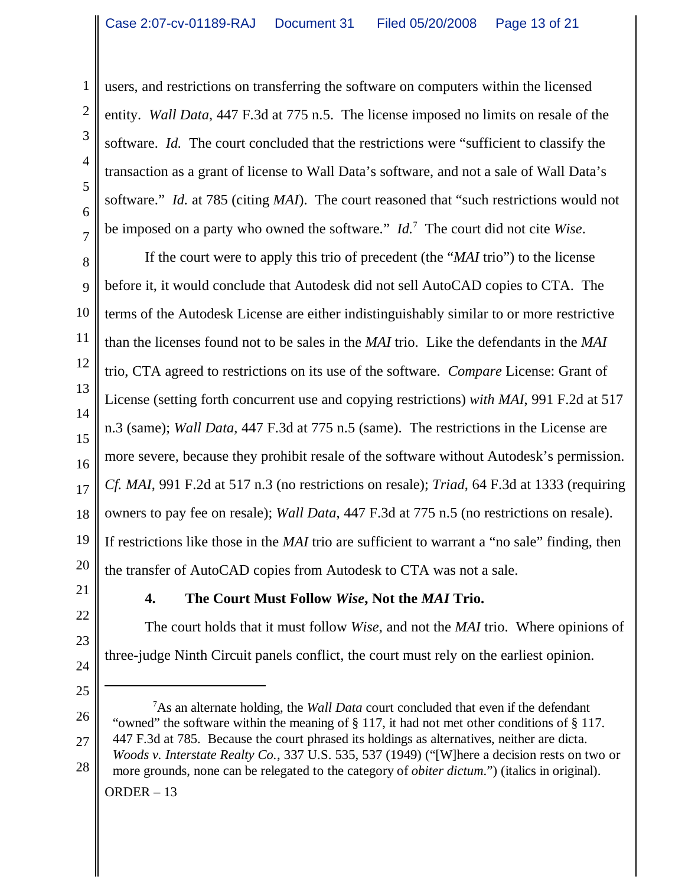users, and restrictions on transferring the software on computers within the licensed entity. *Wall Data*, 447 F.3d at 775 n.5. The license imposed no limits on resale of the software. *Id.* The court concluded that the restrictions were "sufficient to classify the transaction as a grant of license to Wall Data's software, and not a sale of Wall Data's software." *Id.* at 785 (citing *MAI*). The court reasoned that "such restrictions would not be imposed on a party who owned the software." *Id.*[7] The court did not cite *Wise*.

If the court were to apply this trio of precedent (the "*MAI* trio") to the license before it, it would conclude that Autodesk did not sell AutoCAD copies to CTA. The terms of the Autodesk License are either indistinguishably similar to or more restrictive than the licenses found not to be sales in the *MAI* trio. Like the defendants in the *MAI* trio, CTA agreed to restrictions on its use of the software. *Compare* License: Grant of License (setting forth concurrent use and copying restrictions) *with MAI*, 991 F.2d at 517 n.3 (same); *Wall Data*, 447 F.3d at 775 n.5 (same). The restrictions in the License are more severe, because they prohibit resale of the software without Autodesk's permission. *Cf. MAI*, 991 F.2d at 517 n.3 (no restrictions on resale); *Triad*, 64 F.3d at 1333 (requiring owners to pay fee on resale); *Wall Data*, 447 F.3d at 775 n.5 (no restrictions on resale). If restrictions like those in the *MAI* trio are sufficient to warrant a "no sale" finding, then the transfer of AutoCAD copies from Autodesk to CTA was not a sale.

#### 4. The Court Must Follow *Wise*, Not the *MAI* Trio.

The court holds that it must follow *Wise*, and not the *MAI* trio. Where opinions of three-judge Ninth Circuit panels conflict, the court must rely on the earliest opinion.

---

[7] As an alternate holding, the *Wall Data* court concluded that even if the defendant "owned" the software within the meaning of § 117, it had not met other conditions of § 117. 447 F.3d at 785. Because the court phrased its holdings as alternatives, neither are dicta. *Woods v. Interstate Realty Co.*, 337 U.S. 535, 537 (1949) ("[W]here a decision rests on two or more grounds, none can be relegated to the category of *obiter dictum*.") (italics in original).

ORDER – 13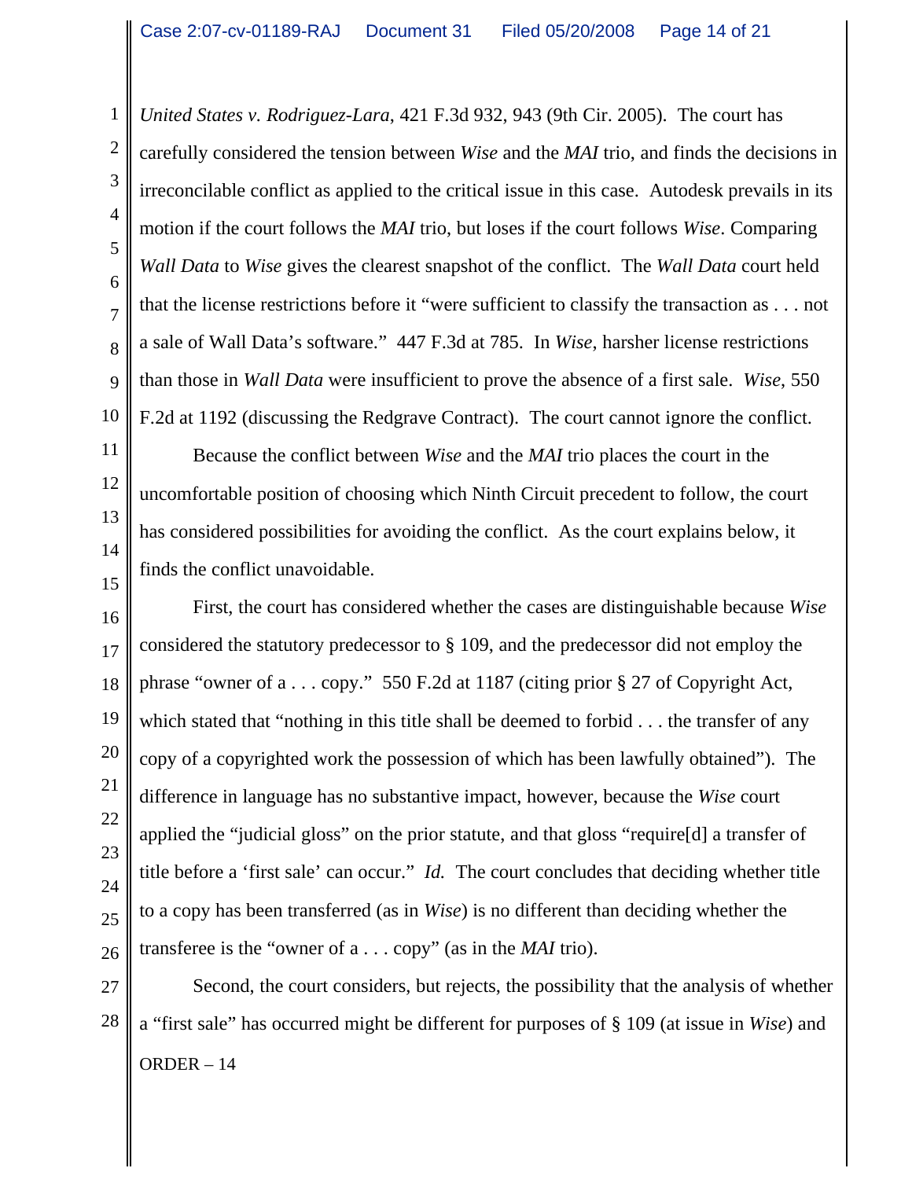*United States v. Rodriguez-Lara*, 421 F.3d 932, 943 (9th Cir. 2005). The court has carefully considered the tension between *Wise* and the *MAI* trio, and finds the decisions in irreconcilable conflict as applied to the critical issue in this case. Autodesk prevails in its motion if the court follows the *MAI* trio, but loses if the court follows *Wise*. Comparing *Wall Data* to *Wise* gives the clearest snapshot of the conflict. The *Wall Data* court held that the license restrictions before it "were sufficient to classify the transaction as . . . not a sale of Wall Data's software." 447 F.3d at 785. In *Wise*, harsher license restrictions than those in *Wall Data* were insufficient to prove the absence of a first sale. *Wise*, 550 F.2d at 1192 (discussing the Redgrave Contract). The court cannot ignore the conflict.

Because the conflict between *Wise* and the *MAI* trio places the court in the uncomfortable position of choosing which Ninth Circuit precedent to follow, the court has considered possibilities for avoiding the conflict. As the court explains below, it finds the conflict unavoidable.

First, the court has considered whether the cases are distinguishable because *Wise* considered the statutory predecessor to § 109, and the predecessor did not employ the phrase "owner of a . . . copy." 550 F.2d at 1187 (citing prior § 27 of Copyright Act, which stated that "nothing in this title shall be deemed to forbid . . . the transfer of any copy of a copyrighted work the possession of which has been lawfully obtained"). The difference in language has no substantive impact, however, because the *Wise* court applied the "judicial gloss" on the prior statute, and that gloss "require[d] a transfer of title before a 'first sale' can occur." *Id.* The court concludes that deciding whether title to a copy has been transferred (as in *Wise*) is no different than deciding whether the transferee is the "owner of a . . . copy" (as in the *MAI* trio).

Second, the court considers, but rejects, the possibility that the analysis of whether a "first sale" has occurred might be different for purposes of § 109 (at issue in *Wise*) and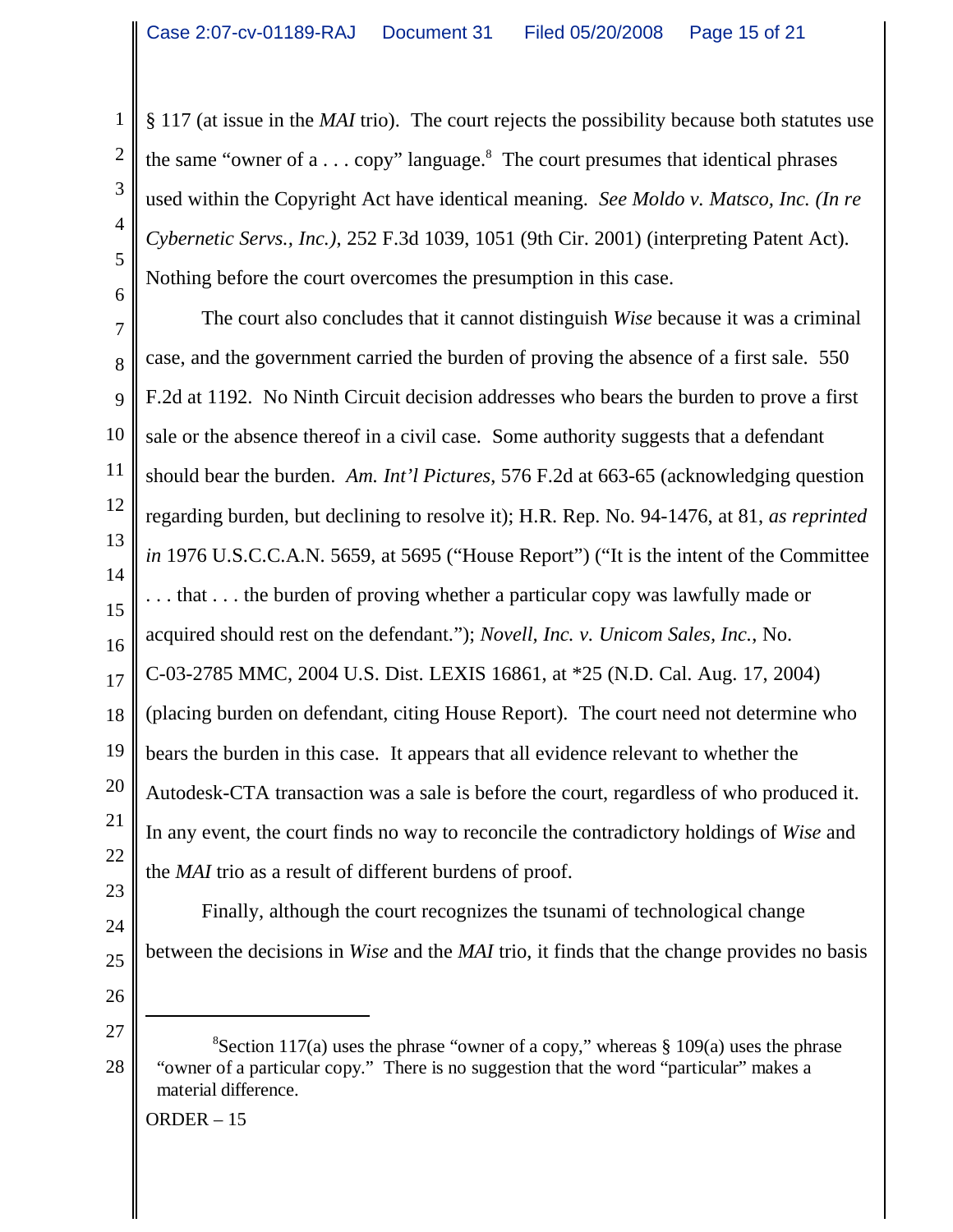§ 117 (at issue in the *MAI* trio). The court rejects the possibility because both statutes use the same "owner of a . . . copy" language.[8] The court presumes that identical phrases used within the Copyright Act have identical meaning. *See Moldo v. Matsco, Inc. (In re Cybernetic Servs., Inc.)*, 252 F.3d 1039, 1051 (9th Cir. 2001) (interpreting Patent Act). Nothing before the court overcomes the presumption in this case.

The court also concludes that it cannot distinguish *Wise* because it was a criminal case, and the government carried the burden of proving the absence of a first sale. 550 F.2d at 1192. No Ninth Circuit decision addresses who bears the burden to prove a first sale or the absence thereof in a civil case. Some authority suggests that a defendant should bear the burden. *Am. Int'l Pictures*, 576 F.2d at 663-65 (acknowledging question regarding burden, but declining to resolve it); H.R. Rep. No. 94-1476, at 81, *as reprinted in* 1976 U.S.C.C.A.N. 5659, at 5695 ("House Report") ("It is the intent of the Committee . . . that . . . the burden of proving whether a particular copy was lawfully made or acquired should rest on the defendant."); *Novell, Inc. v. Unicom Sales, Inc.*, No. C-03-2785 MMC, 2004 U.S. Dist. LEXIS 16861, at *25 (N.D. Cal. Aug. 17, 2004) (placing burden on defendant, citing House Report). The court need not determine who bears the burden in this case. It appears that all evidence relevant to whether the Autodesk-CTA transaction was a sale is before the court, regardless of who produced it. In any event, the court finds no way to reconcile the contradictory holdings of *Wise* and the *MAI* trio as a result of different burdens of proof.

Finally, although the court recognizes the tsunami of technological change between the decisions in *Wise* and the *MAI* trio, it finds that the change provides no basis

---

[8] Section 117(a) uses the phrase "owner of a copy," whereas § 109(a) uses the phrase "owner of a particular copy." There is no suggestion that the word "particular" makes a material difference.

ORDER – 15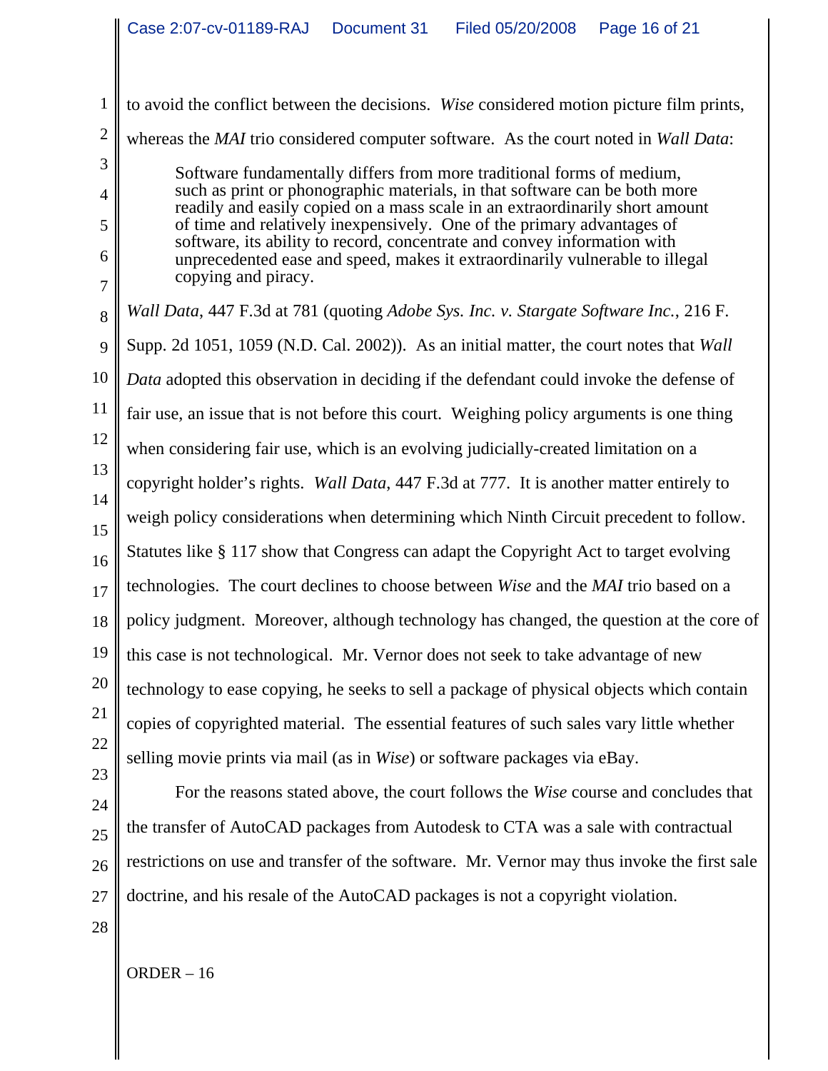to avoid the conflict between the decisions. *Wise* considered motion picture film prints, whereas the *MAI* trio considered computer software. As the court noted in *Wall Data*:

> Software fundamentally differs from more traditional forms of medium, such as print or phonographic materials, in that software can be both more readily and easily copied on a mass scale in an extraordinarily short amount of time and relatively inexpensively. One of the primary advantages of software, its ability to record, concentrate and convey information with unprecedented ease and speed, makes it extraordinarily vulnerable to illegal copying and piracy.

*Wall Data*, 447 F.3d at 781 (quoting *Adobe Sys. Inc. v. Stargate Software Inc.*, 216 F. Supp. 2d 1051, 1059 (N.D. Cal. 2002)). As an initial matter, the court notes that *Wall Data* adopted this observation in deciding if the defendant could invoke the defense of fair use, an issue that is not before this court. Weighing policy arguments is one thing when considering fair use, which is an evolving judicially-created limitation on a copyright holder's rights. *Wall Data*, 447 F.3d at 777. It is another matter entirely to weigh policy considerations when determining which Ninth Circuit precedent to follow. Statutes like § 117 show that Congress can adapt the Copyright Act to target evolving technologies. The court declines to choose between *Wise* and the *MAI* trio based on a policy judgment. Moreover, although technology has changed, the question at the core of this case is not technological. Mr. Vernor does not seek to take advantage of new technology to ease copying, he seeks to sell a package of physical objects which contain copies of copyrighted material. The essential features of such sales vary little whether selling movie prints via mail (as in *Wise*) or software packages via eBay.

For the reasons stated above, the court follows the *Wise* course and concludes that the transfer of AutoCAD packages from Autodesk to CTA was a sale with contractual restrictions on use and transfer of the software. Mr. Vernor may thus invoke the first sale doctrine, and his resale of the AutoCAD packages is not a copyright violation.

ORDER – 16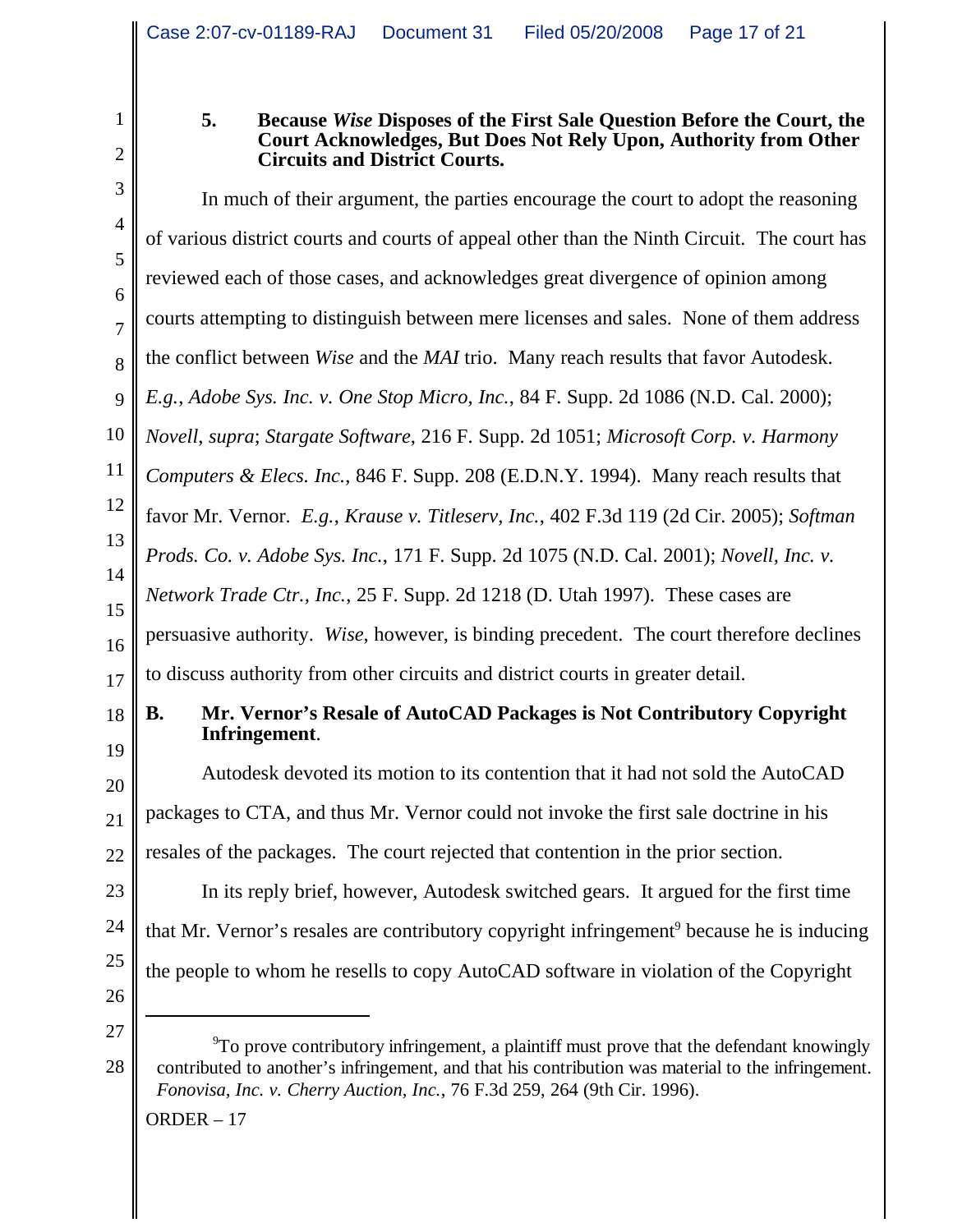### 5. Because *Wise* Disposes of the First Sale Question Before the Court, the Court Acknowledges, But Does Not Rely Upon, Authority from Other Circuits and District Courts.

In much of their argument, the parties encourage the court to adopt the reasoning of various district courts and courts of appeal other than the Ninth Circuit. The court has reviewed each of those cases, and acknowledges great divergence of opinion among courts attempting to distinguish between mere licenses and sales. None of them address the conflict between *Wise* and the *MAI* trio. Many reach results that favor Autodesk. *E.g.*, *Adobe Sys. Inc. v. One Stop Micro, Inc.*, 84 F. Supp. 2d 1086 (N.D. Cal. 2000); *Novell*, *supra*; *Stargate Software*, 216 F. Supp. 2d 1051; *Microsoft Corp. v. Harmony Computers & Elecs. Inc.*, 846 F. Supp. 208 (E.D.N.Y. 1994). Many reach results that favor Mr. Vernor. *E.g.*, *Krause v. Titleserv, Inc.*, 402 F.3d 119 (2d Cir. 2005); *Softman Prods. Co. v. Adobe Sys. Inc.*, 171 F. Supp. 2d 1075 (N.D. Cal. 2001); *Novell, Inc. v. Network Trade Ctr., Inc.*, 25 F. Supp. 2d 1218 (D. Utah 1997). These cases are persuasive authority. *Wise*, however, is binding precedent. The court therefore declines to discuss authority from other circuits and district courts in greater detail.

## B. Mr. Vernor's Resale of AutoCAD Packages is Not Contributory Copyright Infringement.

Autodesk devoted its motion to its contention that it had not sold the AutoCAD packages to CTA, and thus Mr. Vernor could not invoke the first sale doctrine in his resales of the packages. The court rejected that contention in the prior section.

In its reply brief, however, Autodesk switched gears. It argued for the first time that Mr. Vernor's resales are contributory copyright infringement[9] because he is inducing the people to whom he resells to copy AutoCAD software in violation of the Copyright

---

[9] To prove contributory infringement, a plaintiff must prove that the defendant knowingly contributed to another's infringement, and that his contribution was material to the infringement. *Fonovisa, Inc. v. Cherry Auction, Inc.*, 76 F.3d 259, 264 (9th Cir. 1996).

ORDER – 17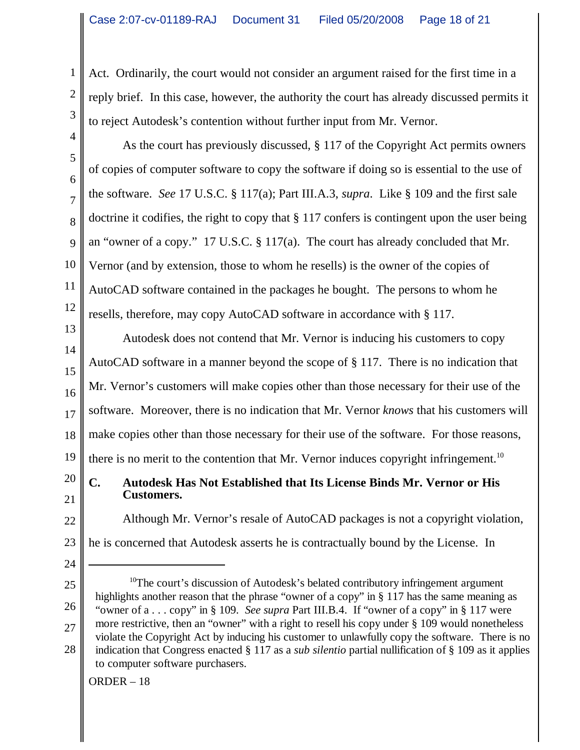Act. Ordinarily, the court would not consider an argument raised for the first time in a reply brief. In this case, however, the authority the court has already discussed permits it to reject Autodesk's contention without further input from Mr. Vernor.

As the court has previously discussed, § 117 of the Copyright Act permits owners of copies of computer software to copy the software if doing so is essential to the use of the software. *See* 17 U.S.C. § 117(a); Part III.A.3, *supra*. Like § 109 and the first sale doctrine it codifies, the right to copy that § 117 confers is contingent upon the user being an "owner of a copy." 17 U.S.C. § 117(a). The court has already concluded that Mr. Vernor (and by extension, those to whom he resells) is the owner of the copies of AutoCAD software contained in the packages he bought. The persons to whom he resells, therefore, may copy AutoCAD software in accordance with § 117.

Autodesk does not contend that Mr. Vernor is inducing his customers to copy AutoCAD software in a manner beyond the scope of § 117. There is no indication that Mr. Vernor's customers will make copies other than those necessary for their use of the software. Moreover, there is no indication that Mr. Vernor *knows* that his customers will make copies other than those necessary for their use of the software. For those reasons, there is no merit to the contention that Mr. Vernor induces copyright infringement.[10]

### C. Autodesk Has Not Established that Its License Binds Mr. Vernor or His Customers.

Although Mr. Vernor's resale of AutoCAD packages is not a copyright violation, he is concerned that Autodesk asserts he is contractually bound by the License. In

---

[10]The court's discussion of Autodesk's belated contributory infringement argument highlights another reason that the phrase "owner of a copy" in § 117 has the same meaning as "owner of a . . . copy" in § 109. *See supra* Part III.B.4. If "owner of a copy" in § 117 were more restrictive, then an "owner" with a right to resell his copy under § 109 would nonetheless violate the Copyright Act by inducing his customer to unlawfully copy the software. There is no indication that Congress enacted § 117 as a *sub silentio* partial nullification of § 109 as it applies to computer software purchasers.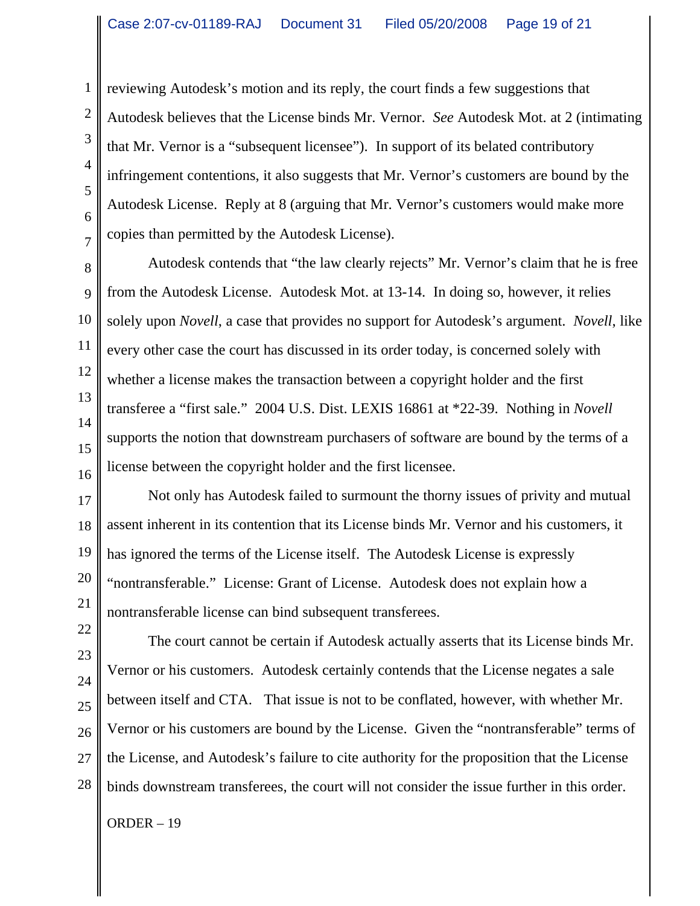reviewing Autodesk's motion and its reply, the court finds a few suggestions that Autodesk believes that the License binds Mr. Vernor. *See* Autodesk Mot. at 2 (intimating that Mr. Vernor is a "subsequent licensee"). In support of its belated contributory infringement contentions, it also suggests that Mr. Vernor's customers are bound by the Autodesk License. Reply at 8 (arguing that Mr. Vernor's customers would make more copies than permitted by the Autodesk License).

Autodesk contends that "the law clearly rejects" Mr. Vernor's claim that he is free from the Autodesk License. Autodesk Mot. at 13-14. In doing so, however, it relies solely upon *Novell*, a case that provides no support for Autodesk's argument. *Novell*, like every other case the court has discussed in its order today, is concerned solely with whether a license makes the transaction between a copyright holder and the first transferee a "first sale." 2004 U.S. Dist. LEXIS 16861 at *22-39. Nothing in *Novell* supports the notion that downstream purchasers of software are bound by the terms of a license between the copyright holder and the first licensee.

Not only has Autodesk failed to surmount the thorny issues of privity and mutual assent inherent in its contention that its License binds Mr. Vernor and his customers, it has ignored the terms of the License itself. The Autodesk License is expressly "nontransferable." License: Grant of License. Autodesk does not explain how a nontransferable license can bind subsequent transferees.

The court cannot be certain if Autodesk actually asserts that its License binds Mr. Vernor or his customers. Autodesk certainly contends that the License negates a sale between itself and CTA. That issue is not to be conflated, however, with whether Mr. Vernor or his customers are bound by the License. Given the "nontransferable" terms of the License, and Autodesk's failure to cite authority for the proposition that the License binds downstream transferees, the court will not consider the issue further in this order.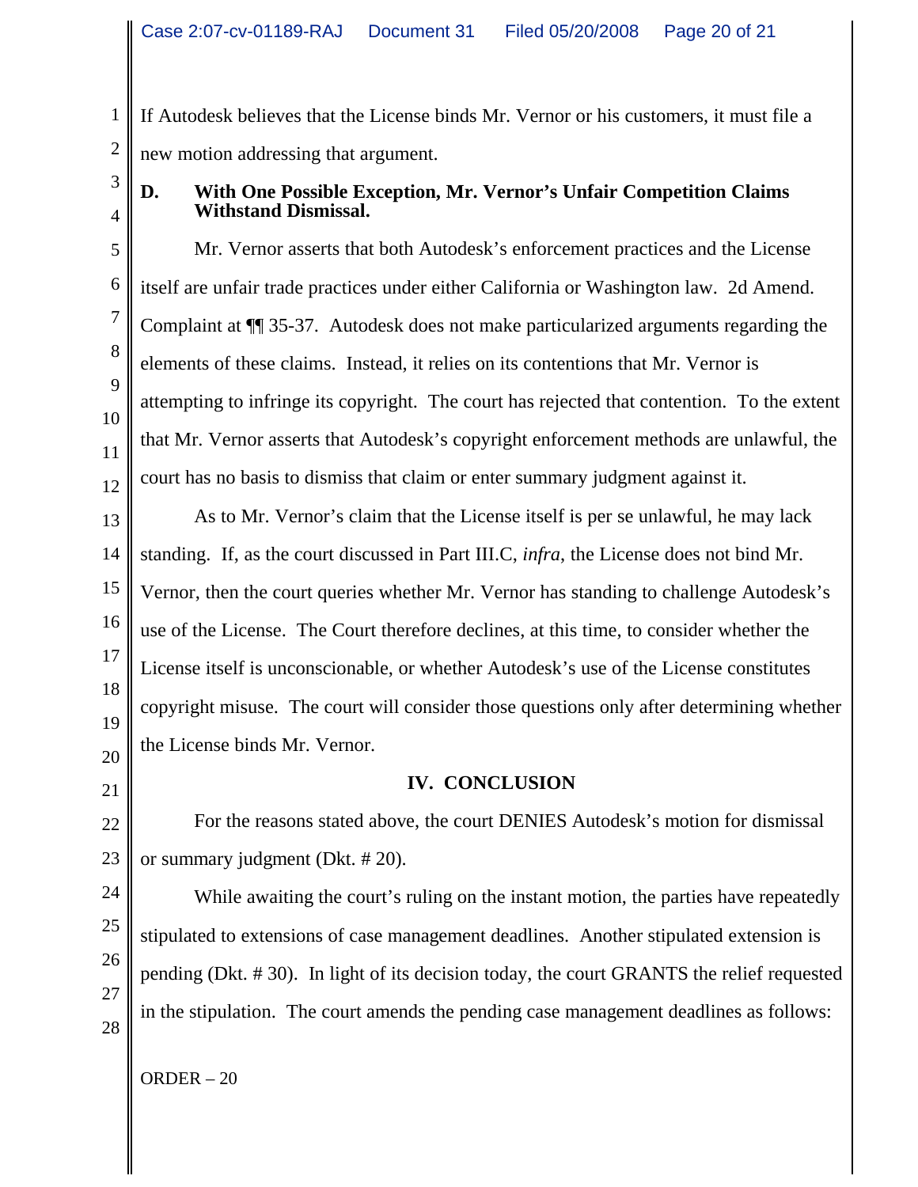If Autodesk believes that the License binds Mr. Vernor or his customers, it must file a new motion addressing that argument.

### D. With One Possible Exception, Mr. Vernor's Unfair Competition Claims Withstand Dismissal.

Mr. Vernor asserts that both Autodesk's enforcement practices and the License itself are unfair trade practices under either California or Washington law. 2d Amend. Complaint at ¶¶ 35-37. Autodesk does not make particularized arguments regarding the elements of these claims. Instead, it relies on its contentions that Mr. Vernor is attempting to infringe its copyright. The court has rejected that contention. To the extent that Mr. Vernor asserts that Autodesk's copyright enforcement methods are unlawful, the court has no basis to dismiss that claim or enter summary judgment against it.

As to Mr. Vernor's claim that the License itself is per se unlawful, he may lack standing. If, as the court discussed in Part III.C, *infra*, the License does not bind Mr. Vernor, then the court queries whether Mr. Vernor has standing to challenge Autodesk's use of the License. The Court therefore declines, at this time, to consider whether the License itself is unconscionable, or whether Autodesk's use of the License constitutes copyright misuse. The court will consider those questions only after determining whether the License binds Mr. Vernor.

## IV. CONCLUSION

For the reasons stated above, the court DENIES Autodesk's motion for dismissal or summary judgment (Dkt. # 20).

While awaiting the court's ruling on the instant motion, the parties have repeatedly stipulated to extensions of case management deadlines. Another stipulated extension is pending (Dkt. # 30). In light of its decision today, the court GRANTS the relief requested in the stipulation. The court amends the pending case management deadlines as follows:

ORDER – 20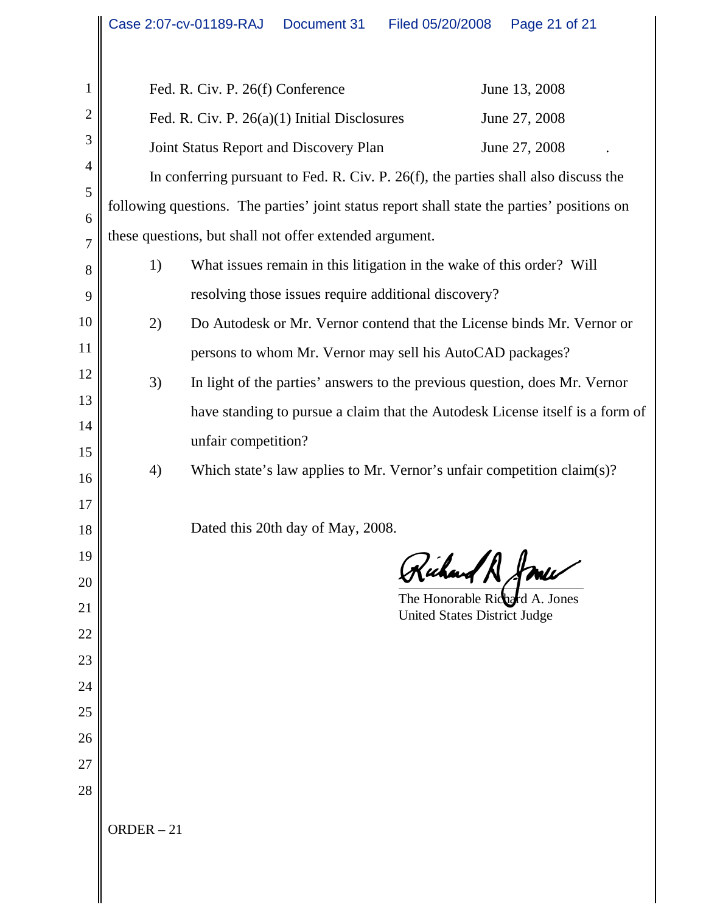| | |
|---|---|
| Fed. R. Civ. P. 26(f) Conference | June 13, 2008 |
| Fed. R. Civ. P. 26(a)(1) Initial Disclosures | June 27, 2008 |
| Joint Status Report and Discovery Plan | June 27, 2008 |

In conferring pursuant to Fed. R. Civ. P. 26(f), the parties shall also discuss the following questions. The parties' joint status report shall state the parties' positions on these questions, but shall not offer extended argument.

1) What issues remain in this litigation in the wake of this order? Will resolving those issues require additional discovery?

2) Do Autodesk or Mr. Vernor contend that the License binds Mr. Vernor or persons to whom Mr. Vernor may sell his AutoCAD packages?

3) In light of the parties' answers to the previous question, does Mr. Vernor have standing to pursue a claim that the Autodesk License itself is a form of unfair competition?

4) Which state's law applies to Mr. Vernor's unfair competition claim(s)?

Dated this 20th day of May, 2008.

The Honorable Richard A. Jones
United States District Judge

ORDER – 21